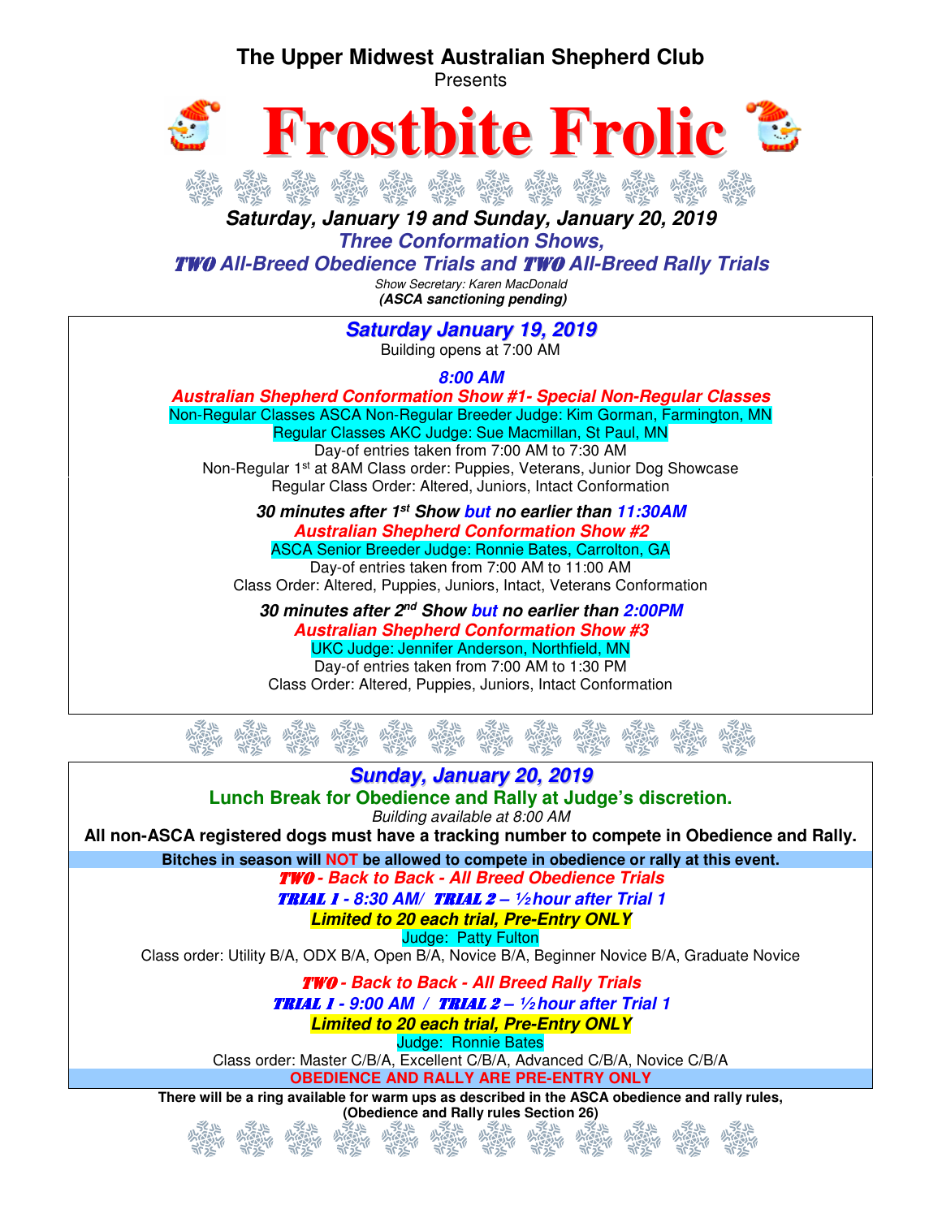**The Upper Midwest Australian Shepherd Club**

Presents

# Frostbite Frolic

***Saturday, January 19 and Sunday, January 20, 2019***

***Three Conformation Shows,***

***TWO All-Breed Obedience Trials and TWO All-Breed Rally Trials***

*Show Secretary: Karen MacDonald*

***(ASCA sanctioning pending)***

## *Saturday January 19, 2019*

Building opens at 7:00 AM

***8:00 AM***

***Australian Shepherd Conformation Show #1- Special Non-Regular Classes***

Non-Regular Classes ASCA Non-Regular Breeder Judge: Kim Gorman, Farmington, MN

Regular Classes AKC Judge: Sue Macmillan, St Paul, MN

Day-of entries taken from 7:00 AM to 7:30 AM

Non-Regular 1st at 8AM Class order: Puppies, Veterans, Junior Dog Showcase

Regular Class Order: Altered, Juniors, Intact Conformation

***30 minutes after 1st Show but no earlier than 11:30AM***

***Australian Shepherd Conformation Show #2***

ASCA Senior Breeder Judge: Ronnie Bates, Carrolton, GA

Day-of entries taken from 7:00 AM to 11:00 AM

Class Order: Altered, Puppies, Juniors, Intact, Veterans Conformation

***30 minutes after 2nd Show but no earlier than 2:00PM***

***Australian Shepherd Conformation Show #3***

UKC Judge: Jennifer Anderson, Northfield, MN

Day-of entries taken from 7:00 AM to 1:30 PM

Class Order: Altered, Puppies, Juniors, Intact Conformation

## *Sunday, January 20, 2019*

**Lunch Break for Obedience and Rally at Judge's discretion.**

*Building available at 8:00 AM*

**All non-ASCA registered dogs must have a tracking number to compete in Obedience and Rally.**

**Bitches in season will NOT be allowed to compete in obedience or rally at this event.**

***TWO - Back to Back - All Breed Obedience Trials***

***TRIAL 1 - 8:30 AM/ TRIAL 2 – ½ hour after Trial 1***

***Limited to 20 each trial, Pre-Entry ONLY***

Judge: Patty Fulton

Class order: Utility B/A, ODX B/A, Open B/A, Novice B/A, Beginner Novice B/A, Graduate Novice

***TWO - Back to Back - All Breed Rally Trials***

***TRIAL 1 - 9:00 AM / TRIAL 2 – ½ hour after Trial 1***

***Limited to 20 each trial, Pre-Entry ONLY***

Judge: Ronnie Bates

Class order: Master C/B/A, Excellent C/B/A, Advanced C/B/A, Novice C/B/A

**OBEDIENCE AND RALLY ARE PRE-ENTRY ONLY**

**There will be a ring available for warm ups as described in the ASCA obedience and rally rules, (Obedience and Rally rules Section 26)**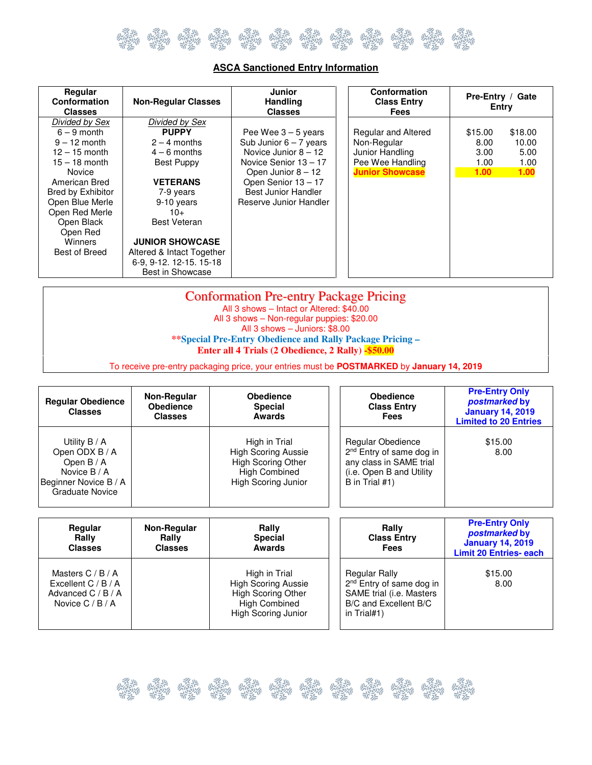## ASCA Sanctioned Entry Information

| Regular Conformation Classes | Non-Regular Classes | Junior Handling Classes |
|---|---|---|
| *Divided by Sex*<br>6 – 9 month<br>9 – 12 month<br>12 – 15 month<br>15 – 18 month<br>Novice<br>American Bred<br>Bred by Exhibitor<br>Open Blue Merle<br>Open Red Merle<br>Open Black<br>Open Red<br>Winners<br>Best of Breed | *Divided by Sex*<br>**PUPPY**<br>2 – 4 months<br>4 – 6 months<br>Best Puppy<br><br>**VETERANS**<br>7-9 years<br>9-10 years<br>10+<br>Best Veteran<br><br>**JUNIOR SHOWCASE**<br>Altered & Intact Together<br>6-9, 9-12. 12-15. 15-18<br>Best in Showcase | Pee Wee 3 – 5 years<br>Sub Junior 6 – 7 years<br>Novice Junior 8 – 12<br>Novice Senior 13 – 17<br>Open Junior 8 – 12<br>Open Senior 13 – 17<br>Best Junior Handler<br>Reserve Junior Handler |

| Conformation Class Entry Fees | Pre-Entry | Gate Entry |
|---|---|---|
| Regular and Altered | $15.00 | $18.00 |
| Non-Regular | 8.00 | 10.00 |
| Junior Handling | 3.00 | 5.00 |
| Pee Wee Handling | 1.00 | 1.00 |
| **Junior Showcase** | **1.00** | **1.00** |

### Conformation Pre-entry Package Pricing

All 3 shows – Intact or Altered: $40.00
All 3 shows – Non-regular puppies: $20.00
All 3 shows – Juniors: $8.00

****Special Pre-Entry Obedience and Rally Package Pricing –**
**Enter all 4 Trials (2 Obedience, 2 Rally) -$50.00**

To receive pre-entry packaging price, your entries must be **POSTMARKED** by **January 14, 2019**

| Regular Obedience Classes | Non-Regular Obedience Classes | Obedience Special Awards |
|---|---|---|
| Utility B / A<br>Open ODX B / A<br>Open B / A<br>Novice B / A<br>Beginner Novice B / A<br>Graduate Novice | | High in Trial<br>High Scoring Aussie<br>High Scoring Other<br>High Combined<br>High Scoring Junior |

| Obedience Class Entry Fees | Pre-Entry Only *postmarked* by January 14, 2019 Limited to 20 Entries |
|---|---|
| Regular Obedience | $15.00 |
| 2nd Entry of same dog in any class in SAME trial (i.e. Open B and Utility B in Trial #1) | 8.00 |

| Regular Rally Classes | Non-Regular Rally Classes | Rally Special Awards |
|---|---|---|
| Masters C / B / A<br>Excellent C / B / A<br>Advanced C / B / A<br>Novice C / B / A | | High in Trial<br>High Scoring Aussie<br>High Scoring Other<br>High Combined<br>High Scoring Junior |

| Rally Class Entry Fees | Pre-Entry Only *postmarked* by January 14, 2019 Limit 20 Entries- each |
|---|---|
| Regular Rally | $15.00 |
| 2nd Entry of same dog in SAME trial (i.e. Masters B/C and Excellent B/C in Trial#1) | 8.00 |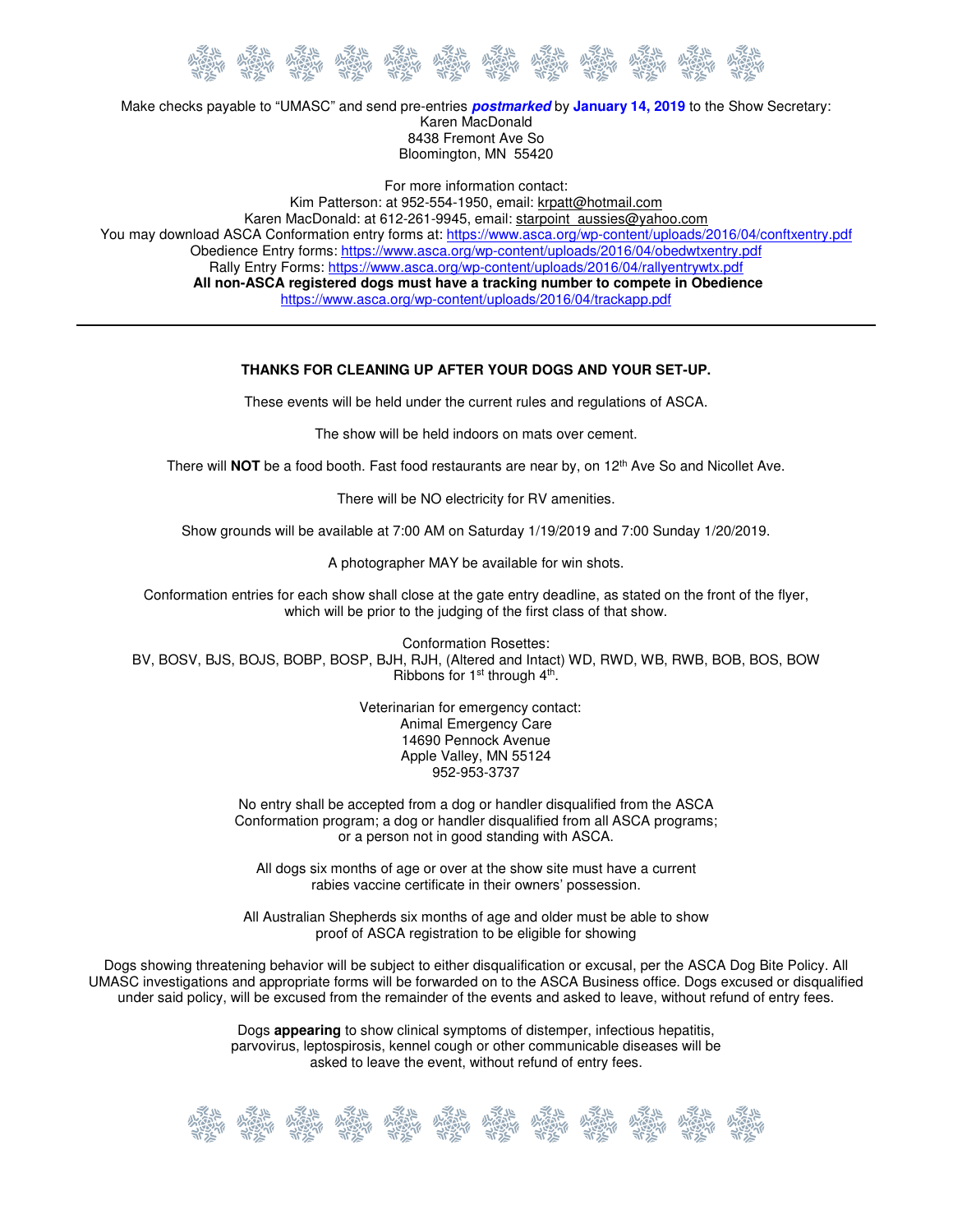Make checks payable to "UMASC" and send pre-entries ***postmarked*** by **January 14, 2019** to the Show Secretary:
Karen MacDonald
8438 Fremont Ave So
Bloomington, MN 55420

For more information contact:
Kim Patterson: at 952-554-1950, email: krpatt@hotmail.com
Karen MacDonald: at 612-261-9945, email: starpoint_aussies@yahoo.com
You may download ASCA Conformation entry forms at: https://www.asca.org/wp-content/uploads/2016/04/conftxentry.pdf
Obedience Entry forms: https://www.asca.org/wp-content/uploads/2016/04/obedwtxentry.pdf
Rally Entry Forms: https://www.asca.org/wp-content/uploads/2016/04/rallyentrywtx.pdf
**All non-ASCA registered dogs must have a tracking number to compete in Obedience**
https://www.asca.org/wp-content/uploads/2016/04/trackapp.pdf

---

**THANKS FOR CLEANING UP AFTER YOUR DOGS AND YOUR SET-UP.**

These events will be held under the current rules and regulations of ASCA.

The show will be held indoors on mats over cement.

There will **NOT** be a food booth. Fast food restaurants are near by, on 12th Ave So and Nicollet Ave.

There will be NO electricity for RV amenities.

Show grounds will be available at 7:00 AM on Saturday 1/19/2019 and 7:00 Sunday 1/20/2019.

A photographer MAY be available for win shots.

Conformation entries for each show shall close at the gate entry deadline, as stated on the front of the flyer, which will be prior to the judging of the first class of that show.

Conformation Rosettes:
BV, BOSV, BJS, BOJS, BOBP, BOSP, BJH, RJH, (Altered and Intact) WD, RWD, WB, RWB, BOB, BOS, BOW
Ribbons for 1st through 4th.

Veterinarian for emergency contact:
Animal Emergency Care
14690 Pennock Avenue
Apple Valley, MN 55124
952-953-3737

No entry shall be accepted from a dog or handler disqualified from the ASCA Conformation program; a dog or handler disqualified from all ASCA programs; or a person not in good standing with ASCA.

All dogs six months of age or over at the show site must have a current rabies vaccine certificate in their owners' possession.

All Australian Shepherds six months of age and older must be able to show proof of ASCA registration to be eligible for showing

Dogs showing threatening behavior will be subject to either disqualification or excusal, per the ASCA Dog Bite Policy. All UMASC investigations and appropriate forms will be forwarded on to the ASCA Business office. Dogs excused or disqualified under said policy, will be excused from the remainder of the events and asked to leave, without refund of entry fees.

Dogs **appearing** to show clinical symptoms of distemper, infectious hepatitis, parvovirus, leptospirosis, kennel cough or other communicable diseases will be asked to leave the event, without refund of entry fees.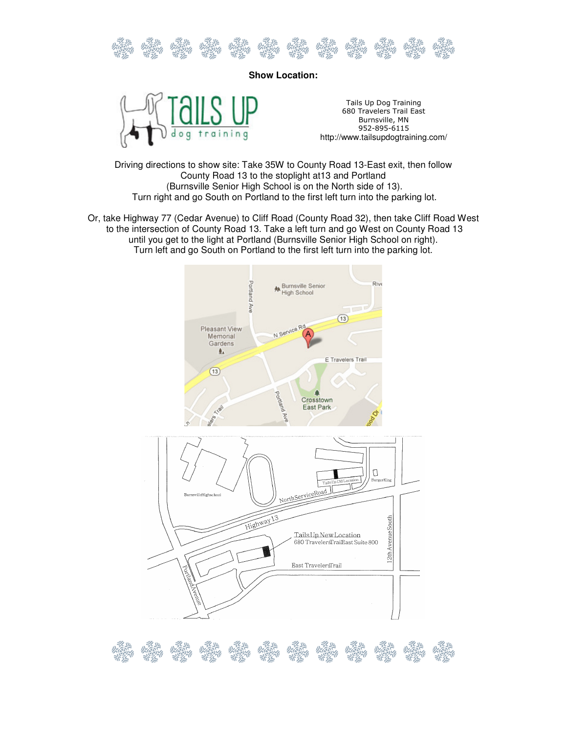**Show Location:**

Tails Up Dog Training
680 Travelers Trail East
Burnsville, MN
952-895-6115
http://www.tailsupdogtraining.com/

Driving directions to show site: Take 35W to County Road 13-East exit, then follow County Road 13 to the stoplight at13 and Portland (Burnsville Senior High School is on the North side of 13). Turn right and go South on Portland to the first left turn into the parking lot.

Or, take Highway 77 (Cedar Avenue) to Cliff Road (County Road 32), then take Cliff Road West to the intersection of County Road 13. Take a left turn and go West on County Road 13 until you get to the light at Portland (Burnsville Senior High School on right). Turn left and go South on Portland to the first left turn into the parking lot.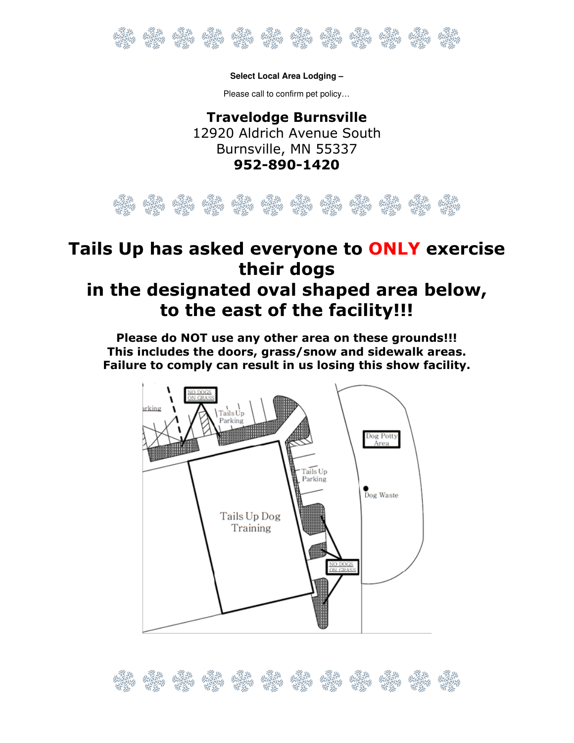**Select Local Area Lodging –**

Please call to confirm pet policy…

**Travelodge Burnsville**
12920 Aldrich Avenue South
Burnsville, MN 55337
**952-890-1420**

# Tails Up has asked everyone to ONLY exercise their dogs in the designated oval shaped area below, to the east of the facility!!!

**Please do NOT use any other area on these grounds!!!**
**This includes the doors, grass/snow and sidewalk areas.**
**Failure to comply can result in us losing this show facility.**

NO DOGS ON GRASS

Parking

Tails Up Parking

Tails Up Parking

Tails Up Dog Training

Dog Potty Area

Dog Waste

NO DOGS ON GRASS